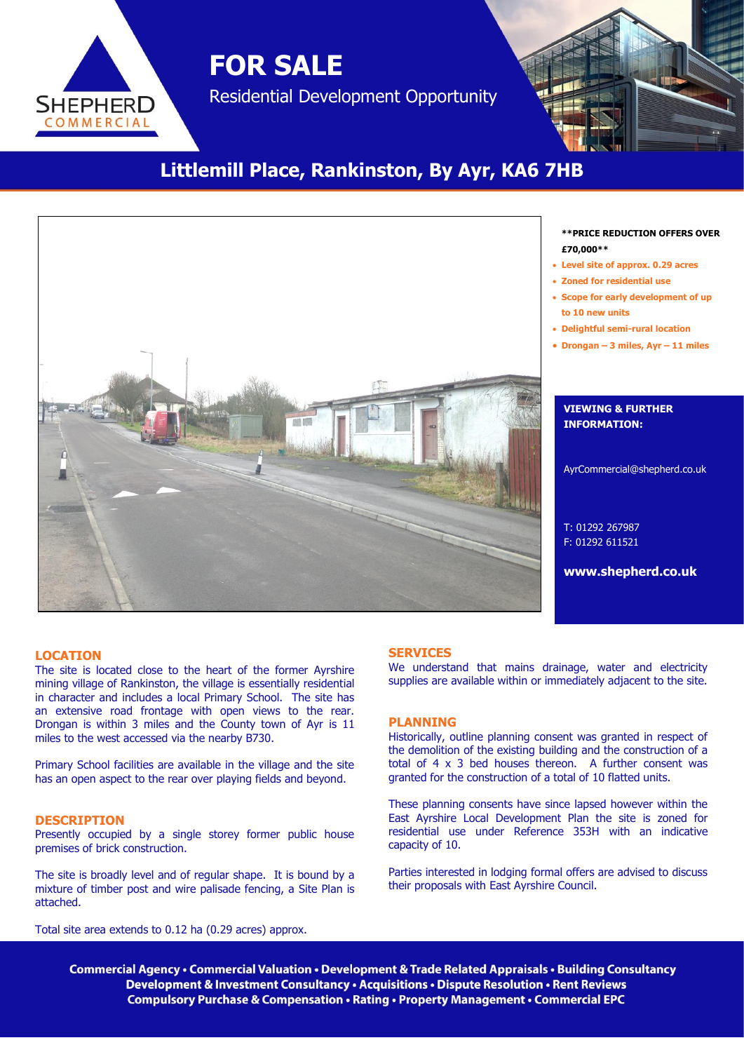SHEPHERD COMMERCIAL

# FOR SALE

Residential Development Opportunity

## Littlemill Place, Rankinston, By Ayr, KA6 7HB

**\*\*PRICE REDUCTION OFFERS OVER £70,000\*\***

- Level site of approx. 0.29 acres
- Zoned for residential use
- Scope for early development of up to 10 new units
- Delightful semi-rural location
- Drongan – 3 miles, Ayr – 11 miles

**VIEWING & FURTHER INFORMATION:**

AyrCommercial@shepherd.co.uk

T: 01292 267987
F: 01292 611521

**www.shepherd.co.uk**

### LOCATION

The site is located close to the heart of the former Ayrshire mining village of Rankinston, the village is essentially residential in character and includes a local Primary School. The site has an extensive road frontage with open views to the rear. Drongan is within 3 miles and the County town of Ayr is 11 miles to the west accessed via the nearby B730.

Primary School facilities are available in the village and the site has an open aspect to the rear over playing fields and beyond.

### DESCRIPTION

Presently occupied by a single storey former public house premises of brick construction.

The site is broadly level and of regular shape. It is bound by a mixture of timber post and wire palisade fencing, a Site Plan is attached.

Total site area extends to 0.12 ha (0.29 acres) approx.

### SERVICES

We understand that mains drainage, water and electricity supplies are available within or immediately adjacent to the site.

### PLANNING

Historically, outline planning consent was granted in respect of the demolition of the existing building and the construction of a total of 4 x 3 bed houses thereon. A further consent was granted for the construction of a total of 10 flatted units.

These planning consents have since lapsed however within the East Ayrshire Local Development Plan the site is zoned for residential use under Reference 353H with an indicative capacity of 10.

Parties interested in lodging formal offers are advised to discuss their proposals with East Ayrshire Council.

**Commercial Agency • Commercial Valuation • Development & Trade Related Appraisals • Building Consultancy**
**Development & Investment Consultancy • Acquisitions • Dispute Resolution • Rent Reviews**
**Compulsory Purchase & Compensation • Rating • Property Management • Commercial EPC**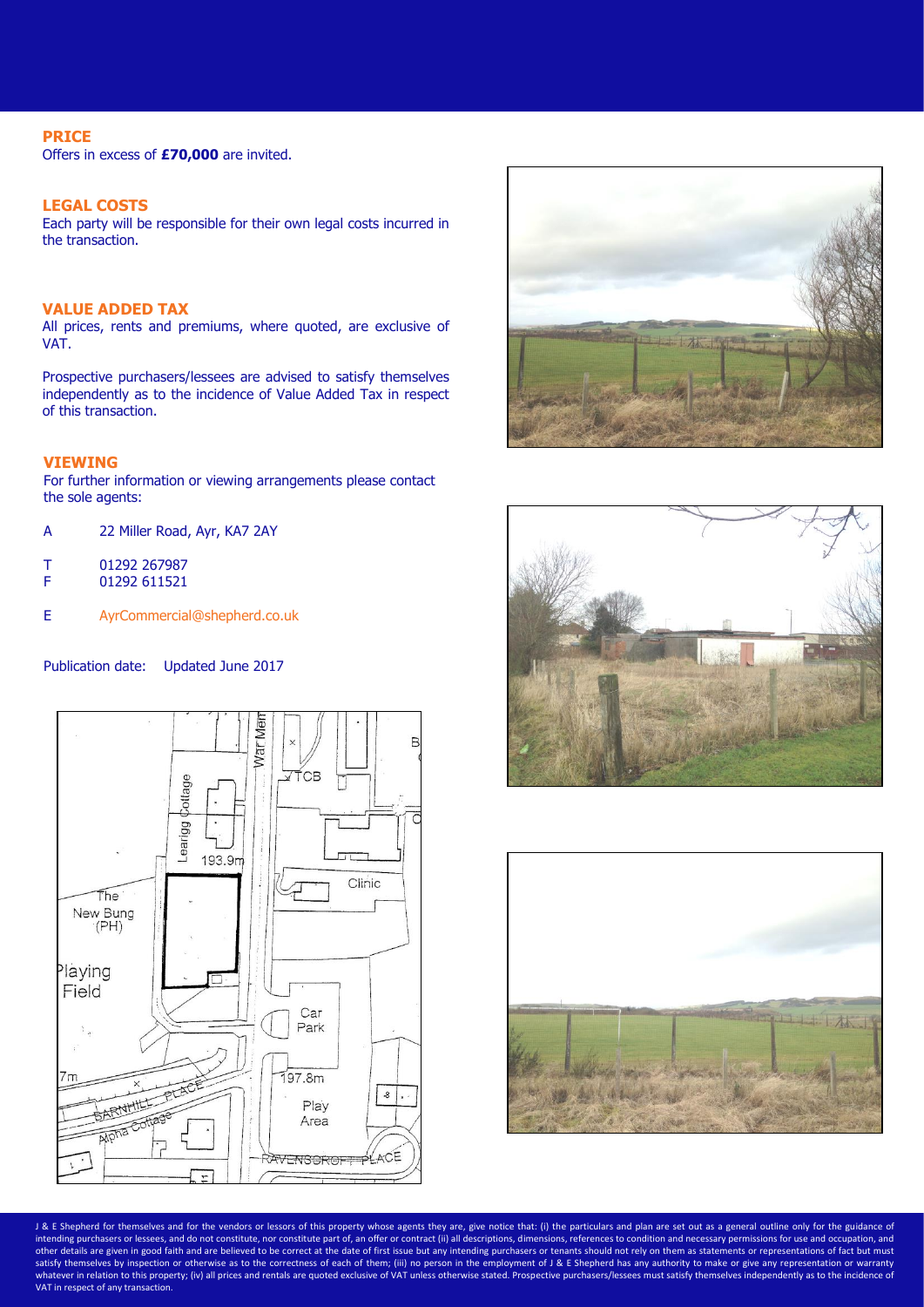## PRICE

Offers in excess of **£70,000** are invited.

## LEGAL COSTS

Each party will be responsible for their own legal costs incurred in the transaction.

## VALUE ADDED TAX

All prices, rents and premiums, where quoted, are exclusive of VAT.

Prospective purchasers/lessees are advised to satisfy themselves independently as to the incidence of Value Added Tax in respect of this transaction.

## VIEWING

For further information or viewing arrangements please contact the sole agents:

A 22 Miller Road, Ayr, KA7 2AY

T 01292 267987
F 01292 611521

E AyrCommercial@shepherd.co.uk

Publication date: Updated June 2017

J & E Shepherd for themselves and for the vendors or lessors of this property whose agents they are, give notice that: (i) the particulars and plan are set out as a general outline only for the guidance of intending purchasers or lessees, and do not constitute, nor constitute part of, an offer or contract (ii) all descriptions, dimensions, references to condition and necessary permissions for use and occupation, and other details are given in good faith and are believed to be correct at the date of first issue but any intending purchasers or tenants should not rely on them as statements or representations of fact but must satisfy themselves by inspection or otherwise as to the correctness of each of them; (iii) no person in the employment of J & E Shepherd has any authority to make or give any representation or warranty whatever in relation to this property; (iv) all prices and rentals are quoted exclusive of VAT unless otherwise stated. Prospective purchasers/lessees must satisfy themselves independently as to the incidence of VAT in respect of any transaction.